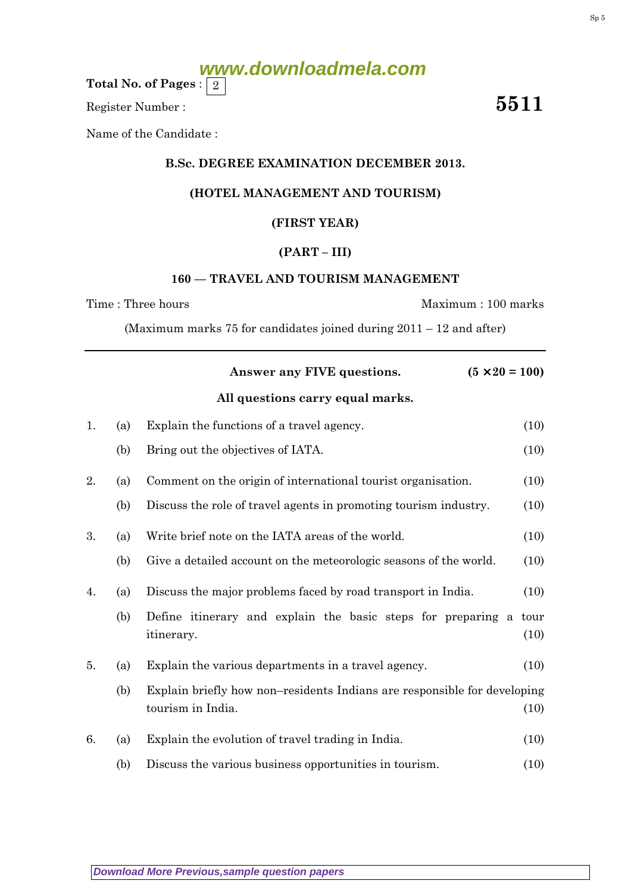Total No. of Pages : 2

Register Number :

**5511**

Name of the Candidate :

**B.Sc. DEGREE EXAMINATION DECEMBER 2013.**

**(HOTEL MANAGEMENT AND TOURISM)**

**(FIRST YEAR)**

**(PART – III)**

**160 — TRAVEL AND TOURISM MANAGEMENT**

Time : Three hours Maximum : 100 marks

(Maximum marks 75 for candidates joined during 2011 – 12 and after)

---

**Answer any FIVE questions.** **($5 \times 20 = 100$)**

**All questions carry equal marks.**

1. (a) Explain the functions of a travel agency. (10)

   (b) Bring out the objectives of IATA. (10)

2. (a) Comment on the origin of international tourist organisation. (10)

   (b) Discuss the role of travel agents in promoting tourism industry. (10)

3. (a) Write brief note on the IATA areas of the world. (10)

   (b) Give a detailed account on the meteorologic seasons of the world. (10)

4. (a) Discuss the major problems faced by road transport in India. (10)

   (b) Define itinerary and explain the basic steps for preparing a tour itinerary. (10)

5. (a) Explain the various departments in a travel agency. (10)

   (b) Explain briefly how non–residents Indians are responsible for developing tourism in India. (10)

6. (a) Explain the evolution of travel trading in India. (10)

   (b) Discuss the various business opportunities in tourism. (10)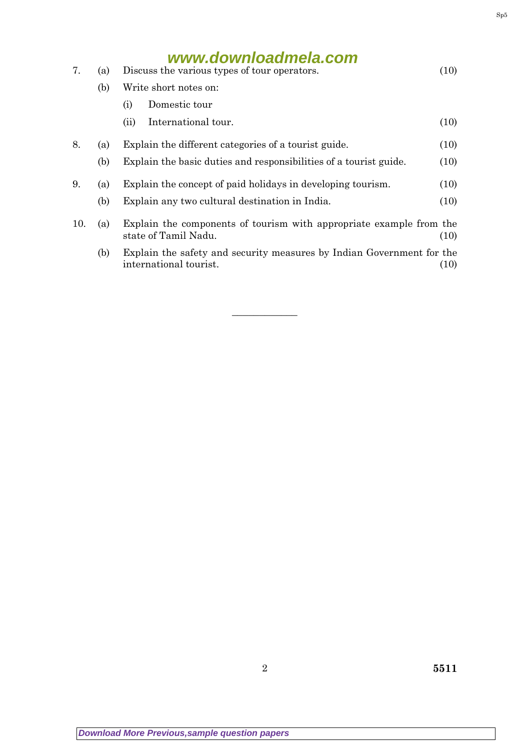7. (a) Discuss the various types of tour operators. (10)

   (b) Write short notes on:

   (i) Domestic tour

   (ii) International tour. (10)

8. (a) Explain the different categories of a tourist guide. (10)

   (b) Explain the basic duties and responsibilities of a tourist guide. (10)

9. (a) Explain the concept of paid holidays in developing tourism. (10)

   (b) Explain any two cultural destination in India. (10)

10. (a) Explain the components of tourism with appropriate example from the state of Tamil Nadu. (10)

    (b) Explain the safety and security measures by Indian Government for the international tourist. (10)

---